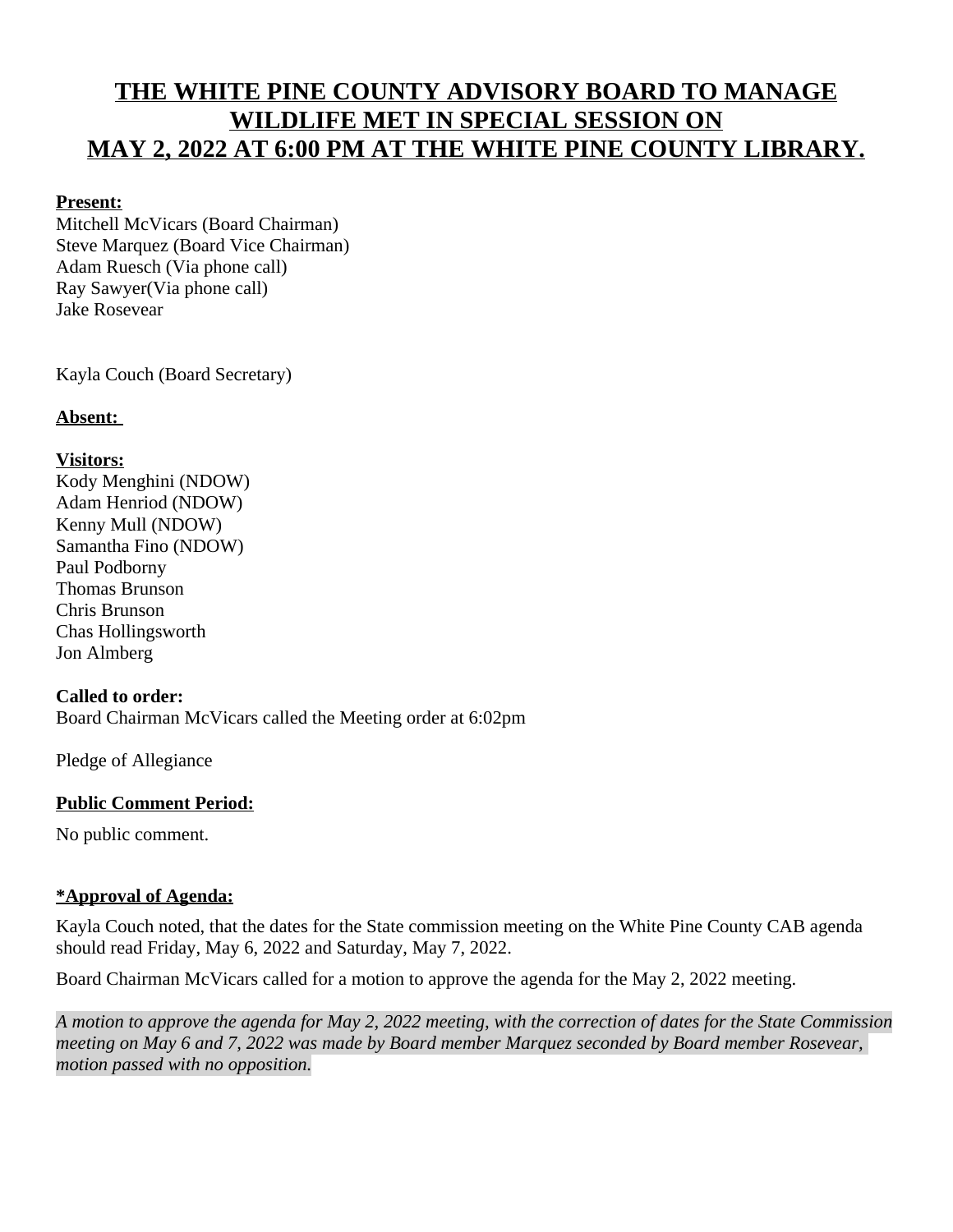# THE WHITE PINE COUNTY ADVISORY BOARD TO MANAGE WILDLIFE MET IN SPECIAL SESSION ON MAY 2, 2022 AT 6:00 PM AT THE WHITE PINE COUNTY LIBRARY.

**Present:**

Mitchell McVicars (Board Chairman)
Steve Marquez (Board Vice Chairman)
Adam Ruesch (Via phone call)
Ray Sawyer(Via phone call)
Jake Rosevear

Kayla Couch (Board Secretary)

**Absent:**

**Visitors:**

Kody Menghini (NDOW)
Adam Henriod (NDOW)
Kenny Mull (NDOW)
Samantha Fino (NDOW)
Paul Podborny
Thomas Brunson
Chris Brunson
Chas Hollingsworth
Jon Almberg

**Called to order:**

Board Chairman McVicars called the Meeting order at 6:02pm

Pledge of Allegiance

**Public Comment Period:**

No public comment.

**\*Approval of Agenda:**

Kayla Couch noted, that the dates for the State commission meeting on the White Pine County CAB agenda should read Friday, May 6, 2022 and Saturday, May 7, 2022.

Board Chairman McVicars called for a motion to approve the agenda for the May 2, 2022 meeting.

*A motion to approve the agenda for May 2, 2022 meeting, with the correction of dates for the State Commission meeting on May 6 and 7, 2022 was made by Board member Marquez seconded by Board member Rosevear, motion passed with no opposition.*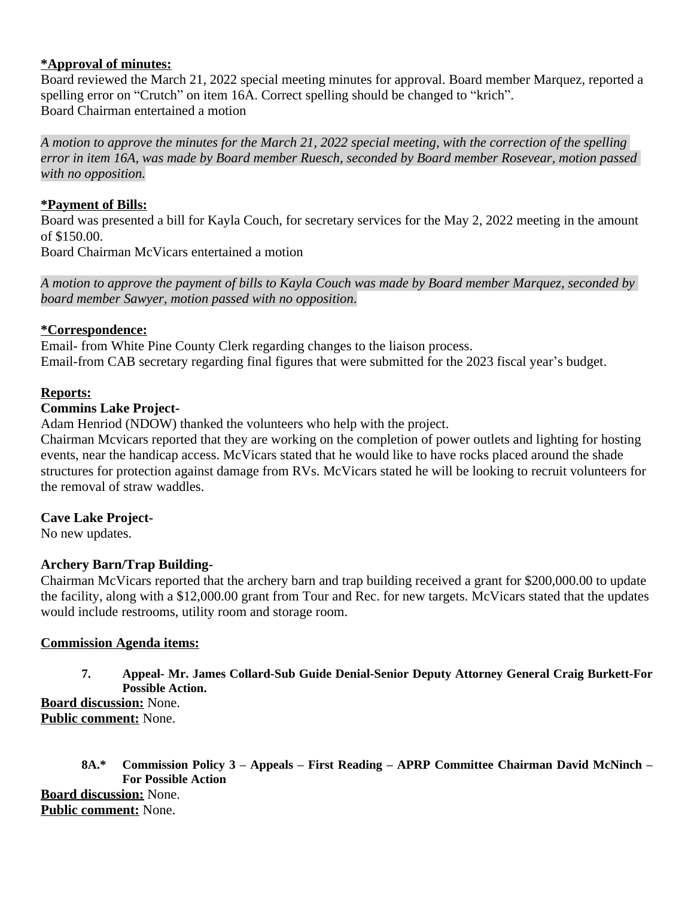**<u>*Approval of minutes:</u>**
Board reviewed the March 21, 2022 special meeting minutes for approval. Board member Marquez, reported a spelling error on "Crutch" on item 16A. Correct spelling should be changed to "krich".
Board Chairman entertained a motion

*A motion to approve the minutes for the March 21, 2022 special meeting, with the correction of the spelling error in item 16A, was made by Board member Ruesch, seconded by Board member Rosevear, motion passed with no opposition.*

**<u>*Payment of Bills:</u>**
Board was presented a bill for Kayla Couch, for secretary services for the May 2, 2022 meeting in the amount of $150.00.
Board Chairman McVicars entertained a motion

*A motion to approve the payment of bills to Kayla Couch was made by Board member Marquez, seconded by board member Sawyer, motion passed with no opposition.*

**<u>*Correspondence:</u>**
Email- from White Pine County Clerk regarding changes to the liaison process.
Email-from CAB secretary regarding final figures that were submitted for the 2023 fiscal year's budget.

**<u>Reports:</u>**

**Commins Lake Project-**
Adam Henriod (NDOW) thanked the volunteers who help with the project.
Chairman Mcvicars reported that they are working on the completion of power outlets and lighting for hosting events, near the handicap access. McVicars stated that he would like to have rocks placed around the shade structures for protection against damage from RVs. McVicars stated he will be looking to recruit volunteers for the removal of straw waddles.

**Cave Lake Project-**
No new updates.

**Archery Barn/Trap Building-**
Chairman McVicars reported that the archery barn and trap building received a grant for $200,000.00 to update the facility, along with a $12,000.00 grant from Tour and Rec. for new targets. McVicars stated that the updates would include restrooms, utility room and storage room.

**<u>Commission Agenda items:</u>**

**7. Appeal- Mr. James Collard-Sub Guide Denial-Senior Deputy Attorney General Craig Burkett-For Possible Action.**

**<u>Board discussion:</u>** None.
**<u>Public comment:</u>** None.

**8A.* Commission Policy 3 – Appeals – First Reading – APRP Committee Chairman David McNinch – For Possible Action**

**<u>Board discussion:</u>** None.
**<u>Public comment:</u>** None.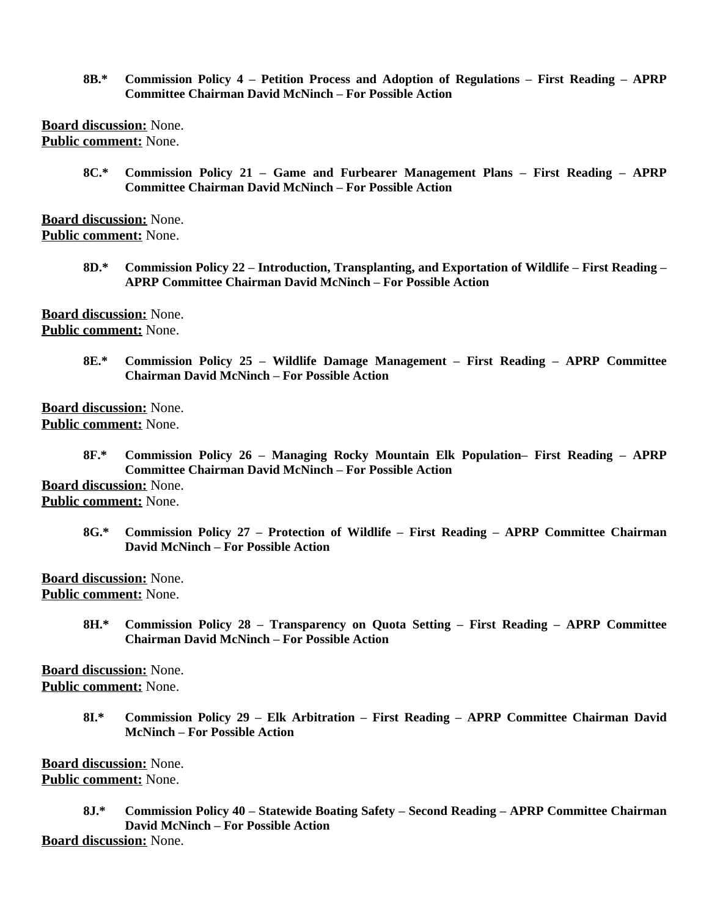**8B.\* Commission Policy 4 – Petition Process and Adoption of Regulations – First Reading – APRP Committee Chairman David McNinch – For Possible Action**

**Board discussion:** None.
**Public comment:** None.

**8C.\* Commission Policy 21 – Game and Furbearer Management Plans – First Reading – APRP Committee Chairman David McNinch – For Possible Action**

**Board discussion:** None.
**Public comment:** None.

**8D.\* Commission Policy 22 – Introduction, Transplanting, and Exportation of Wildlife – First Reading – APRP Committee Chairman David McNinch – For Possible Action**

**Board discussion:** None.
**Public comment:** None.

**8E.\* Commission Policy 25 – Wildlife Damage Management – First Reading – APRP Committee Chairman David McNinch – For Possible Action**

**Board discussion:** None.
**Public comment:** None.

**8F.\* Commission Policy 26 – Managing Rocky Mountain Elk Population– First Reading – APRP Committee Chairman David McNinch – For Possible Action**

**Board discussion:** None.
**Public comment:** None.

**8G.\* Commission Policy 27 – Protection of Wildlife – First Reading – APRP Committee Chairman David McNinch – For Possible Action**

**Board discussion:** None.
**Public comment:** None.

**8H.\* Commission Policy 28 – Transparency on Quota Setting – First Reading – APRP Committee Chairman David McNinch – For Possible Action**

**Board discussion:** None.
**Public comment:** None.

**8I.\* Commission Policy 29 – Elk Arbitration – First Reading – APRP Committee Chairman David McNinch – For Possible Action**

**Board discussion:** None.
**Public comment:** None.

**8J.\* Commission Policy 40 – Statewide Boating Safety – Second Reading – APRP Committee Chairman David McNinch – For Possible Action**

**Board discussion:** None.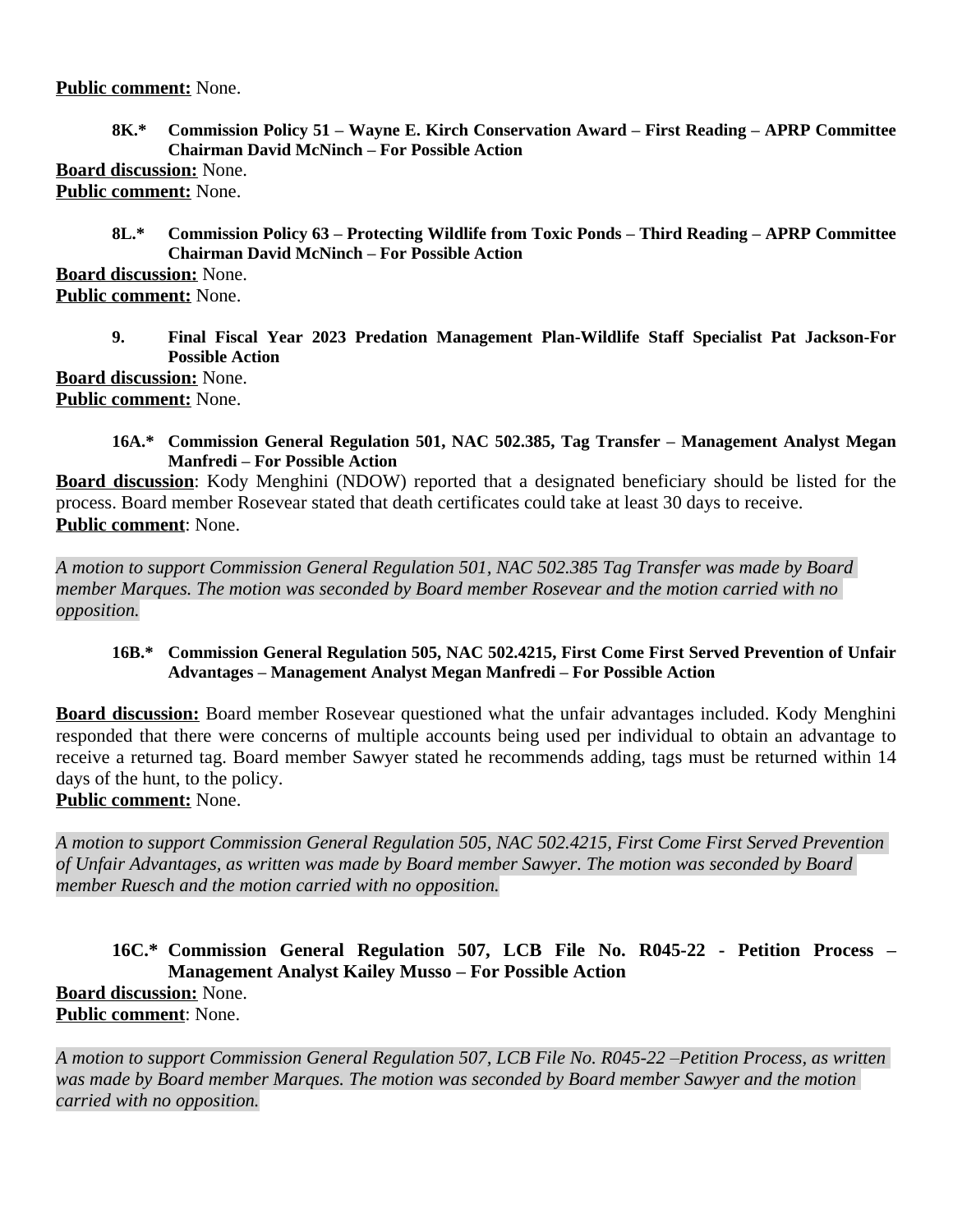**Public comment:** None.

**8K.\* Commission Policy 51 – Wayne E. Kirch Conservation Award – First Reading – APRP Committee Chairman David McNinch – For Possible Action**

**Board discussion:** None.
**Public comment:** None.

**8L.\* Commission Policy 63 – Protecting Wildlife from Toxic Ponds – Third Reading – APRP Committee Chairman David McNinch – For Possible Action**

**Board discussion:** None.
**Public comment:** None.

**9. Final Fiscal Year 2023 Predation Management Plan-Wildlife Staff Specialist Pat Jackson-For Possible Action**

**Board discussion:** None.
**Public comment:** None.

**16A.\* Commission General Regulation 501, NAC 502.385, Tag Transfer – Management Analyst Megan Manfredi – For Possible Action**

**Board discussion**: Kody Menghini (NDOW) reported that a designated beneficiary should be listed for the process. Board member Rosevear stated that death certificates could take at least 30 days to receive.
**Public comment**: None.

*A motion to support Commission General Regulation 501, NAC 502.385 Tag Transfer was made by Board member Marques. The motion was seconded by Board member Rosevear and the motion carried with no opposition.*

**16B.\* Commission General Regulation 505, NAC 502.4215, First Come First Served Prevention of Unfair Advantages – Management Analyst Megan Manfredi – For Possible Action**

**Board discussion:** Board member Rosevear questioned what the unfair advantages included. Kody Menghini responded that there were concerns of multiple accounts being used per individual to obtain an advantage to receive a returned tag. Board member Sawyer stated he recommends adding, tags must be returned within 14 days of the hunt, to the policy.
**Public comment:** None.

*A motion to support Commission General Regulation 505, NAC 502.4215, First Come First Served Prevention of Unfair Advantages, as written was made by Board member Sawyer. The motion was seconded by Board member Ruesch and the motion carried with no opposition.*

**16C.\* Commission General Regulation 507, LCB File No. R045-22 - Petition Process – Management Analyst Kailey Musso – For Possible Action**

**Board discussion:** None.
**Public comment**: None.

*A motion to support Commission General Regulation 507, LCB File No. R045-22 –Petition Process, as written was made by Board member Marques. The motion was seconded by Board member Sawyer and the motion carried with no opposition.*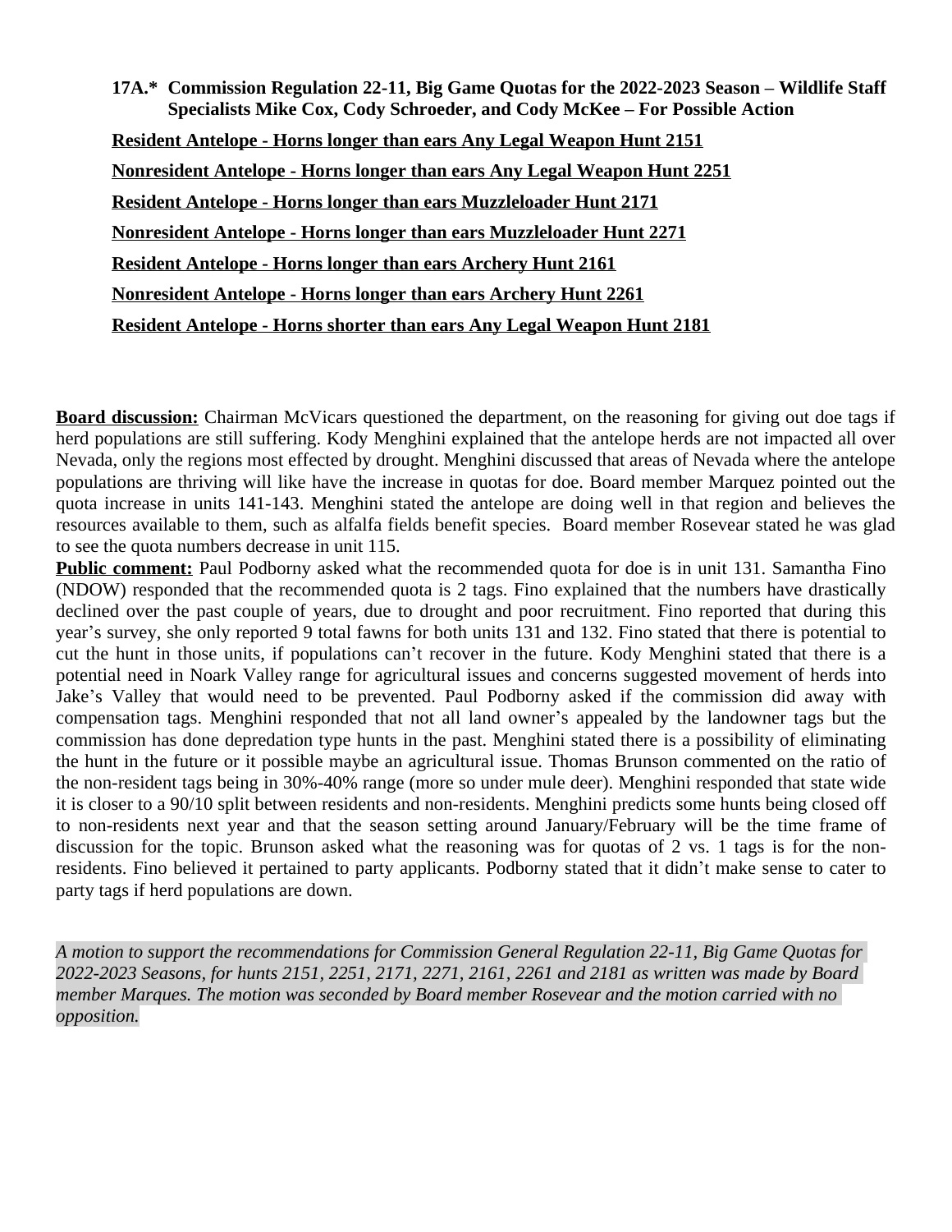**17A.\* Commission Regulation 22-11, Big Game Quotas for the 2022-2023 Season – Wildlife Staff Specialists Mike Cox, Cody Schroeder, and Cody McKee – For Possible Action**

**<u>Resident Antelope - Horns longer than ears Any Legal Weapon Hunt 2151</u>**

**<u>Nonresident Antelope - Horns longer than ears Any Legal Weapon Hunt 2251</u>**

**<u>Resident Antelope - Horns longer than ears Muzzleloader Hunt 2171</u>**

**<u>Nonresident Antelope - Horns longer than ears Muzzleloader Hunt 2271</u>**

**<u>Resident Antelope - Horns longer than ears Archery Hunt 2161</u>**

**<u>Nonresident Antelope - Horns longer than ears Archery Hunt 2261</u>**

**<u>Resident Antelope - Horns shorter than ears Any Legal Weapon Hunt 2181</u>**

**<u>Board discussion:</u>** Chairman McVicars questioned the department, on the reasoning for giving out doe tags if herd populations are still suffering. Kody Menghini explained that the antelope herds are not impacted all over Nevada, only the regions most effected by drought. Menghini discussed that areas of Nevada where the antelope populations are thriving will like have the increase in quotas for doe. Board member Marquez pointed out the quota increase in units 141-143. Menghini stated the antelope are doing well in that region and believes the resources available to them, such as alfalfa fields benefit species. Board member Rosevear stated he was glad to see the quota numbers decrease in unit 115.

**<u>Public comment:</u>** Paul Podborny asked what the recommended quota for doe is in unit 131. Samantha Fino (NDOW) responded that the recommended quota is 2 tags. Fino explained that the numbers have drastically declined over the past couple of years, due to drought and poor recruitment. Fino reported that during this year's survey, she only reported 9 total fawns for both units 131 and 132. Fino stated that there is potential to cut the hunt in those units, if populations can't recover in the future. Kody Menghini stated that there is a potential need in Noark Valley range for agricultural issues and concerns suggested movement of herds into Jake's Valley that would need to be prevented. Paul Podborny asked if the commission did away with compensation tags. Menghini responded that not all land owner's appealed by the landowner tags but the commission has done depredation type hunts in the past. Menghini stated there is a possibility of eliminating the hunt in the future or it possible maybe an agricultural issue. Thomas Brunson commented on the ratio of the non-resident tags being in 30%-40% range (more so under mule deer). Menghini responded that state wide it is closer to a 90/10 split between residents and non-residents. Menghini predicts some hunts being closed off to non-residents next year and that the season setting around January/February will be the time frame of discussion for the topic. Brunson asked what the reasoning was for quotas of 2 vs. 1 tags is for the non-residents. Fino believed it pertained to party applicants. Podborny stated that it didn't make sense to cater to party tags if herd populations are down.

*A motion to support the recommendations for Commission General Regulation 22-11, Big Game Quotas for 2022-2023 Seasons, for hunts 2151, 2251, 2171, 2271, 2161, 2261 and 2181 as written was made by Board member Marques. The motion was seconded by Board member Rosevear and the motion carried with no opposition.*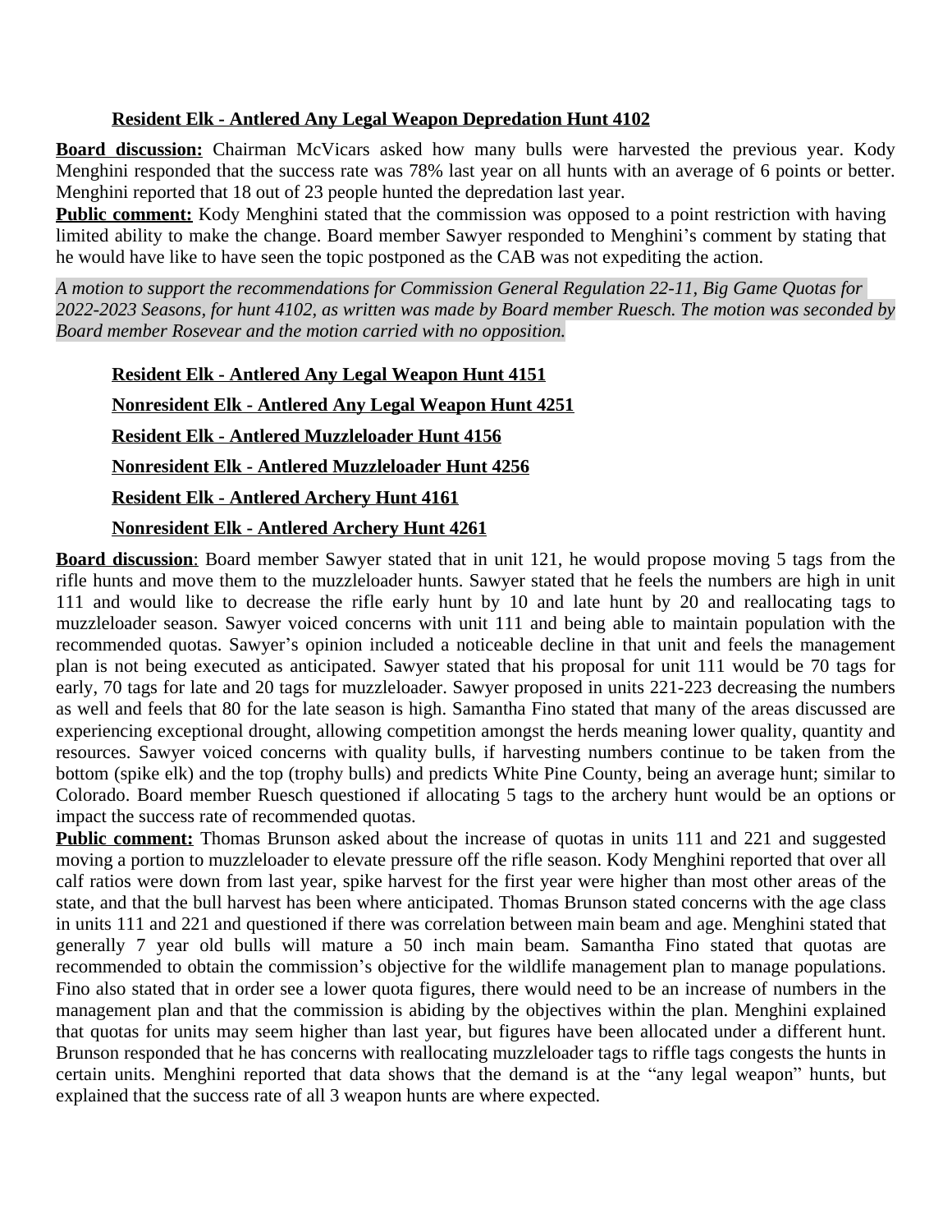**Resident Elk - Antlered Any Legal Weapon Depredation Hunt 4102**

**Board discussion:** Chairman McVicars asked how many bulls were harvested the previous year. Kody Menghini responded that the success rate was 78% last year on all hunts with an average of 6 points or better. Menghini reported that 18 out of 23 people hunted the depredation last year.

**Public comment:** Kody Menghini stated that the commission was opposed to a point restriction with having limited ability to make the change. Board member Sawyer responded to Menghini's comment by stating that he would have like to have seen the topic postponed as the CAB was not expediting the action.

*A motion to support the recommendations for Commission General Regulation 22-11, Big Game Quotas for 2022-2023 Seasons, for hunt 4102, as written was made by Board member Ruesch. The motion was seconded by Board member Rosevear and the motion carried with no opposition.*

**Resident Elk - Antlered Any Legal Weapon Hunt 4151**

**Nonresident Elk - Antlered Any Legal Weapon Hunt 4251**

**Resident Elk - Antlered Muzzleloader Hunt 4156**

**Nonresident Elk - Antlered Muzzleloader Hunt 4256**

**Resident Elk - Antlered Archery Hunt 4161**

**Nonresident Elk - Antlered Archery Hunt 4261**

**Board discussion**: Board member Sawyer stated that in unit 121, he would propose moving 5 tags from the rifle hunts and move them to the muzzleloader hunts. Sawyer stated that he feels the numbers are high in unit 111 and would like to decrease the rifle early hunt by 10 and late hunt by 20 and reallocating tags to muzzleloader season. Sawyer voiced concerns with unit 111 and being able to maintain population with the recommended quotas. Sawyer's opinion included a noticeable decline in that unit and feels the management plan is not being executed as anticipated. Sawyer stated that his proposal for unit 111 would be 70 tags for early, 70 tags for late and 20 tags for muzzleloader. Sawyer proposed in units 221-223 decreasing the numbers as well and feels that 80 for the late season is high. Samantha Fino stated that many of the areas discussed are experiencing exceptional drought, allowing competition amongst the herds meaning lower quality, quantity and resources. Sawyer voiced concerns with quality bulls, if harvesting numbers continue to be taken from the bottom (spike elk) and the top (trophy bulls) and predicts White Pine County, being an average hunt; similar to Colorado. Board member Ruesch questioned if allocating 5 tags to the archery hunt would be an options or impact the success rate of recommended quotas.

**Public comment:** Thomas Brunson asked about the increase of quotas in units 111 and 221 and suggested moving a portion to muzzleloader to elevate pressure off the rifle season. Kody Menghini reported that over all calf ratios were down from last year, spike harvest for the first year were higher than most other areas of the state, and that the bull harvest has been where anticipated. Thomas Brunson stated concerns with the age class in units 111 and 221 and questioned if there was correlation between main beam and age. Menghini stated that generally 7 year old bulls will mature a 50 inch main beam. Samantha Fino stated that quotas are recommended to obtain the commission's objective for the wildlife management plan to manage populations. Fino also stated that in order see a lower quota figures, there would need to be an increase of numbers in the management plan and that the commission is abiding by the objectives within the plan. Menghini explained that quotas for units may seem higher than last year, but figures have been allocated under a different hunt. Brunson responded that he has concerns with reallocating muzzleloader tags to riffle tags congests the hunts in certain units. Menghini reported that data shows that the demand is at the "any legal weapon" hunts, but explained that the success rate of all 3 weapon hunts are where expected.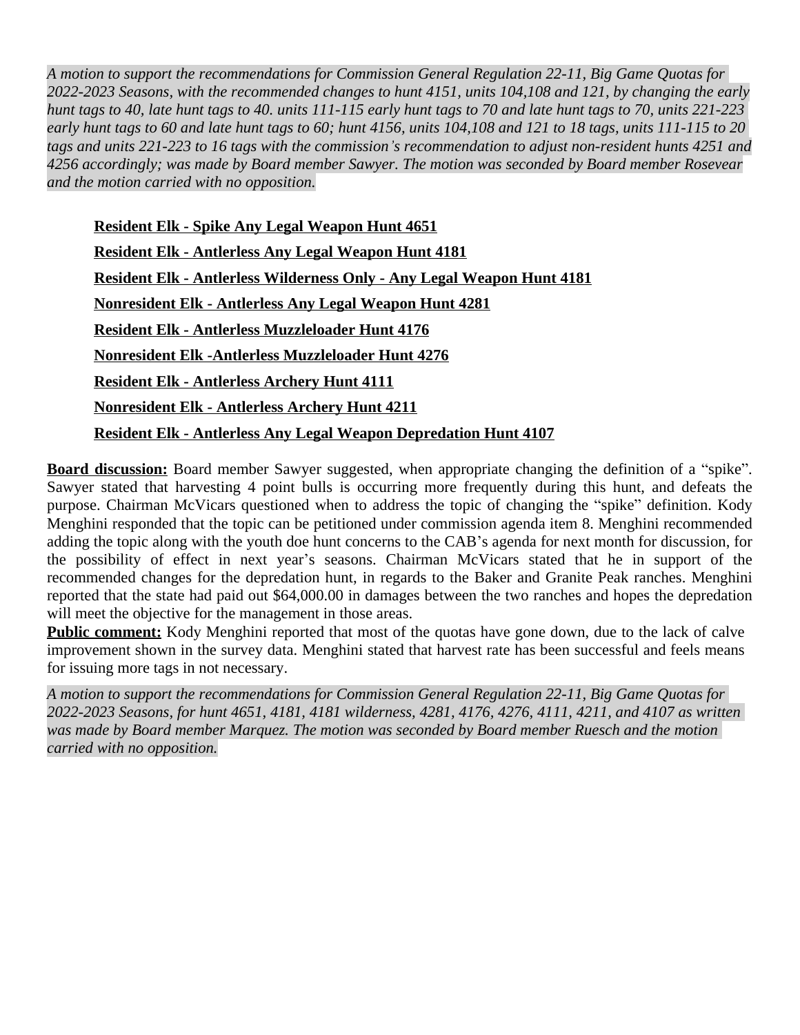*A motion to support the recommendations for Commission General Regulation 22-11, Big Game Quotas for 2022-2023 Seasons, with the recommended changes to hunt 4151, units 104,108 and 121, by changing the early hunt tags to 40, late hunt tags to 40. units 111-115 early hunt tags to 70 and late hunt tags to 70, units 221-223 early hunt tags to 60 and late hunt tags to 60; hunt 4156, units 104,108 and 121 to 18 tags, units 111-115 to 20 tags and units 221-223 to 16 tags with the commission's recommendation to adjust non-resident hunts 4251 and 4256 accordingly; was made by Board member Sawyer. The motion was seconded by Board member Rosevear and the motion carried with no opposition.*

**Resident Elk - Spike Any Legal Weapon Hunt 4651**

**Resident Elk - Antlerless Any Legal Weapon Hunt 4181**

**Resident Elk - Antlerless Wilderness Only - Any Legal Weapon Hunt 4181**

**Nonresident Elk - Antlerless Any Legal Weapon Hunt 4281**

**Resident Elk - Antlerless Muzzleloader Hunt 4176**

**Nonresident Elk -Antlerless Muzzleloader Hunt 4276**

**Resident Elk - Antlerless Archery Hunt 4111**

**Nonresident Elk - Antlerless Archery Hunt 4211**

**Resident Elk - Antlerless Any Legal Weapon Depredation Hunt 4107**

**Board discussion:** Board member Sawyer suggested, when appropriate changing the definition of a "spike". Sawyer stated that harvesting 4 point bulls is occurring more frequently during this hunt, and defeats the purpose. Chairman McVicars questioned when to address the topic of changing the "spike" definition. Kody Menghini responded that the topic can be petitioned under commission agenda item 8. Menghini recommended adding the topic along with the youth doe hunt concerns to the CAB's agenda for next month for discussion, for the possibility of effect in next year's seasons. Chairman McVicars stated that he in support of the recommended changes for the depredation hunt, in regards to the Baker and Granite Peak ranches. Menghini reported that the state had paid out $64,000.00 in damages between the two ranches and hopes the depredation will meet the objective for the management in those areas.

**Public comment:** Kody Menghini reported that most of the quotas have gone down, due to the lack of calve improvement shown in the survey data. Menghini stated that harvest rate has been successful and feels means for issuing more tags in not necessary.

*A motion to support the recommendations for Commission General Regulation 22-11, Big Game Quotas for 2022-2023 Seasons, for hunt 4651, 4181, 4181 wilderness, 4281, 4176, 4276, 4111, 4211, and 4107 as written was made by Board member Marquez. The motion was seconded by Board member Ruesch and the motion carried with no opposition.*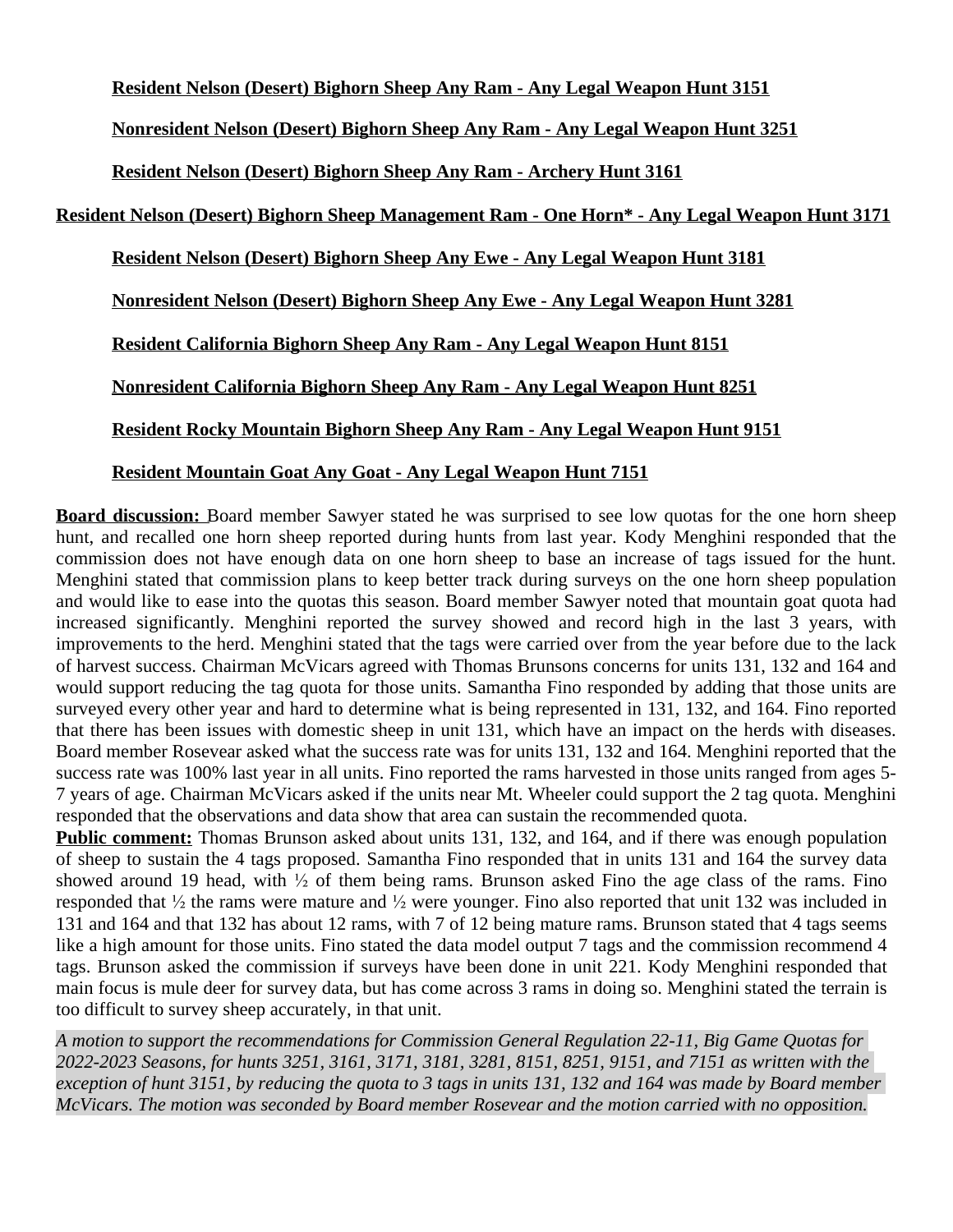**Resident Nelson (Desert) Bighorn Sheep Any Ram - Any Legal Weapon Hunt 3151**

**Nonresident Nelson (Desert) Bighorn Sheep Any Ram - Any Legal Weapon Hunt 3251**

**Resident Nelson (Desert) Bighorn Sheep Any Ram - Archery Hunt 3161**

**Resident Nelson (Desert) Bighorn Sheep Management Ram - One Horn* - Any Legal Weapon Hunt 3171**

**Resident Nelson (Desert) Bighorn Sheep Any Ewe - Any Legal Weapon Hunt 3181**

**Nonresident Nelson (Desert) Bighorn Sheep Any Ewe - Any Legal Weapon Hunt 3281**

**Resident California Bighorn Sheep Any Ram - Any Legal Weapon Hunt 8151**

**Nonresident California Bighorn Sheep Any Ram - Any Legal Weapon Hunt 8251**

**Resident Rocky Mountain Bighorn Sheep Any Ram - Any Legal Weapon Hunt 9151**

**Resident Mountain Goat Any Goat - Any Legal Weapon Hunt 7151**

**Board discussion:** Board member Sawyer stated he was surprised to see low quotas for the one horn sheep hunt, and recalled one horn sheep reported during hunts from last year. Kody Menghini responded that the commission does not have enough data on one horn sheep to base an increase of tags issued for the hunt. Menghini stated that commission plans to keep better track during surveys on the one horn sheep population and would like to ease into the quotas this season. Board member Sawyer noted that mountain goat quota had increased significantly. Menghini reported the survey showed and record high in the last 3 years, with improvements to the herd. Menghini stated that the tags were carried over from the year before due to the lack of harvest success. Chairman McVicars agreed with Thomas Brunsons concerns for units 131, 132 and 164 and would support reducing the tag quota for those units. Samantha Fino responded by adding that those units are surveyed every other year and hard to determine what is being represented in 131, 132, and 164. Fino reported that there has been issues with domestic sheep in unit 131, which have an impact on the herds with diseases. Board member Rosevear asked what the success rate was for units 131, 132 and 164. Menghini reported that the success rate was 100% last year in all units. Fino reported the rams harvested in those units ranged from ages 5-7 years of age. Chairman McVicars asked if the units near Mt. Wheeler could support the 2 tag quota. Menghini responded that the observations and data show that area can sustain the recommended quota.

**Public comment:** Thomas Brunson asked about units 131, 132, and 164, and if there was enough population of sheep to sustain the 4 tags proposed. Samantha Fino responded that in units 131 and 164 the survey data showed around 19 head, with ½ of them being rams. Brunson asked Fino the age class of the rams. Fino responded that ½ the rams were mature and ½ were younger. Fino also reported that unit 132 was included in 131 and 164 and that 132 has about 12 rams, with 7 of 12 being mature rams. Brunson stated that 4 tags seems like a high amount for those units. Fino stated the data model output 7 tags and the commission recommend 4 tags. Brunson asked the commission if surveys have been done in unit 221. Kody Menghini responded that main focus is mule deer for survey data, but has come across 3 rams in doing so. Menghini stated the terrain is too difficult to survey sheep accurately, in that unit.

*A motion to support the recommendations for Commission General Regulation 22-11, Big Game Quotas for 2022-2023 Seasons, for hunts 3251, 3161, 3171, 3181, 3281, 8151, 8251, 9151, and 7151 as written with the exception of hunt 3151, by reducing the quota to 3 tags in units 131, 132 and 164 was made by Board member McVicars. The motion was seconded by Board member Rosevear and the motion carried with no opposition.*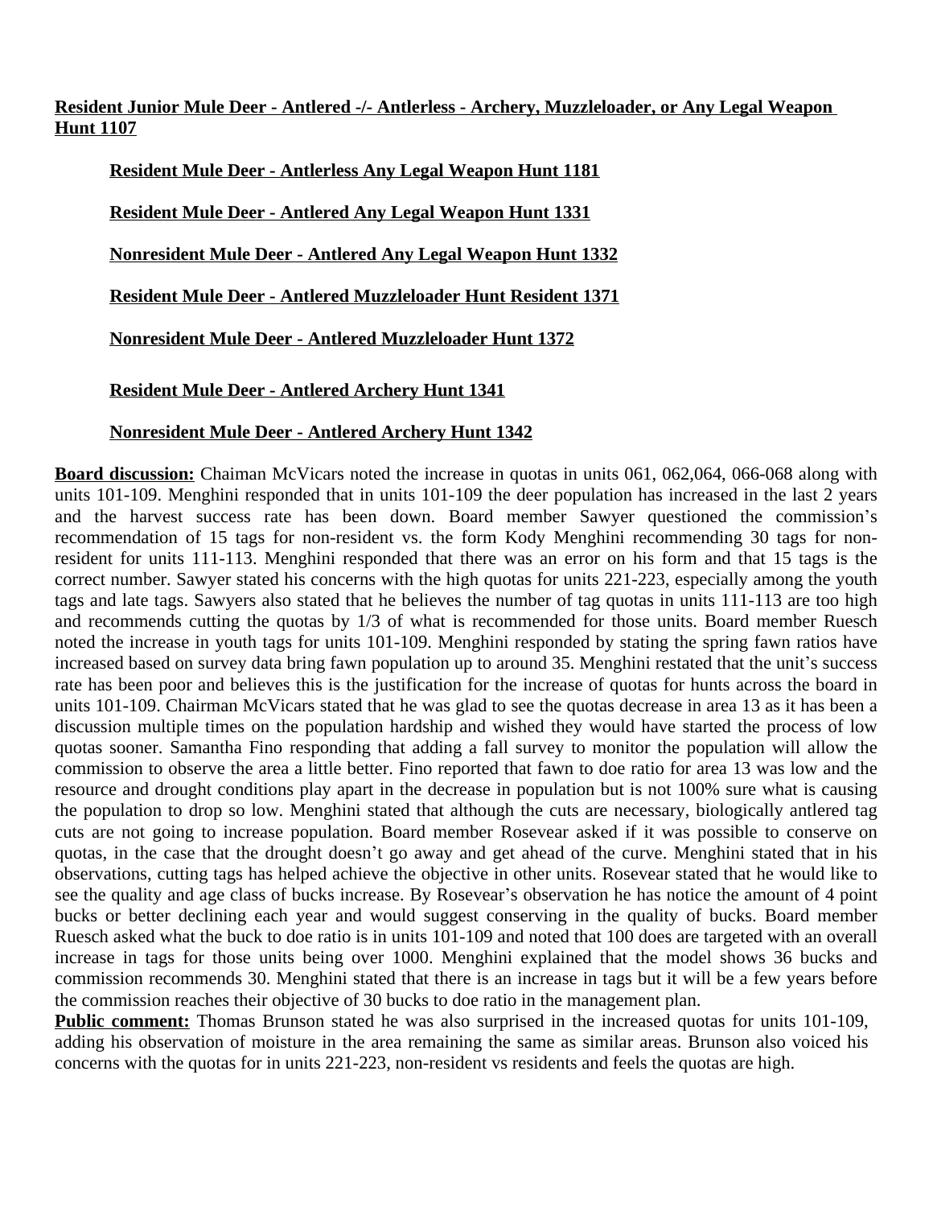**Resident Junior Mule Deer - Antlered -/- Antlerless - Archery, Muzzleloader, or Any Legal Weapon Hunt 1107**

**Resident Mule Deer - Antlerless Any Legal Weapon Hunt 1181**

**Resident Mule Deer - Antlered Any Legal Weapon Hunt 1331**

**Nonresident Mule Deer - Antlered Any Legal Weapon Hunt 1332**

**Resident Mule Deer - Antlered Muzzleloader Hunt Resident 1371**

**Nonresident Mule Deer - Antlered Muzzleloader Hunt 1372**

**Resident Mule Deer - Antlered Archery Hunt 1341**

**Nonresident Mule Deer - Antlered Archery Hunt 1342**

**Board discussion:** Chaiman McVicars noted the increase in quotas in units 061, 062,064, 066-068 along with units 101-109. Menghini responded that in units 101-109 the deer population has increased in the last 2 years and the harvest success rate has been down. Board member Sawyer questioned the commission's recommendation of 15 tags for non-resident vs. the form Kody Menghini recommending 30 tags for non-resident for units 111-113. Menghini responded that there was an error on his form and that 15 tags is the correct number. Sawyer stated his concerns with the high quotas for units 221-223, especially among the youth tags and late tags. Sawyers also stated that he believes the number of tag quotas in units 111-113 are too high and recommends cutting the quotas by 1/3 of what is recommended for those units. Board member Ruesch noted the increase in youth tags for units 101-109. Menghini responded by stating the spring fawn ratios have increased based on survey data bring fawn population up to around 35. Menghini restated that the unit's success rate has been poor and believes this is the justification for the increase of quotas for hunts across the board in units 101-109. Chairman McVicars stated that he was glad to see the quotas decrease in area 13 as it has been a discussion multiple times on the population hardship and wished they would have started the process of low quotas sooner. Samantha Fino responding that adding a fall survey to monitor the population will allow the commission to observe the area a little better. Fino reported that fawn to doe ratio for area 13 was low and the resource and drought conditions play apart in the decrease in population but is not 100% sure what is causing the population to drop so low. Menghini stated that although the cuts are necessary, biologically antlered tag cuts are not going to increase population. Board member Rosevear asked if it was possible to conserve on quotas, in the case that the drought doesn't go away and get ahead of the curve. Menghini stated that in his observations, cutting tags has helped achieve the objective in other units. Rosevear stated that he would like to see the quality and age class of bucks increase. By Rosevear's observation he has notice the amount of 4 point bucks or better declining each year and would suggest conserving in the quality of bucks. Board member Ruesch asked what the buck to doe ratio is in units 101-109 and noted that 100 does are targeted with an overall increase in tags for those units being over 1000. Menghini explained that the model shows 36 bucks and commission recommends 30. Menghini stated that there is an increase in tags but it will be a few years before the commission reaches their objective of 30 bucks to doe ratio in the management plan.

**Public comment:** Thomas Brunson stated he was also surprised in the increased quotas for units 101-109, adding his observation of moisture in the area remaining the same as similar areas. Brunson also voiced his concerns with the quotas for in units 221-223, non-resident vs residents and feels the quotas are high.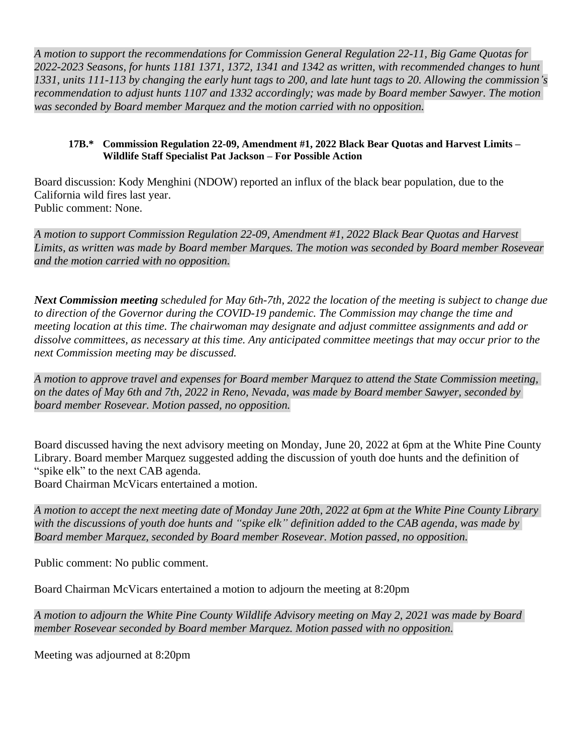*A motion to support the recommendations for Commission General Regulation 22-11, Big Game Quotas for 2022-2023 Seasons, for hunts 1181 1371, 1372, 1341 and 1342 as written, with recommended changes to hunt 1331, units 111-113 by changing the early hunt tags to 200, and late hunt tags to 20. Allowing the commission's recommendation to adjust hunts 1107 and 1332 accordingly; was made by Board member Sawyer. The motion was seconded by Board member Marquez and the motion carried with no opposition.*

**17B.\* Commission Regulation 22-09, Amendment #1, 2022 Black Bear Quotas and Harvest Limits – Wildlife Staff Specialist Pat Jackson – For Possible Action**

Board discussion: Kody Menghini (NDOW) reported an influx of the black bear population, due to the California wild fires last year.
Public comment: None.

*A motion to support Commission Regulation 22-09, Amendment #1, 2022 Black Bear Quotas and Harvest Limits, as written was made by Board member Marques. The motion was seconded by Board member Rosevear and the motion carried with no opposition.*

***Next Commission meeting** scheduled for May 6th-7th, 2022 the location of the meeting is subject to change due to direction of the Governor during the COVID-19 pandemic. The Commission may change the time and meeting location at this time. The chairwoman may designate and adjust committee assignments and add or dissolve committees, as necessary at this time. Any anticipated committee meetings that may occur prior to the next Commission meeting may be discussed.*

*A motion to approve travel and expenses for Board member Marquez to attend the State Commission meeting, on the dates of May 6th and 7th, 2022 in Reno, Nevada, was made by Board member Sawyer, seconded by board member Rosevear. Motion passed, no opposition.*

Board discussed having the next advisory meeting on Monday, June 20, 2022 at 6pm at the White Pine County Library. Board member Marquez suggested adding the discussion of youth doe hunts and the definition of "spike elk" to the next CAB agenda.
Board Chairman McVicars entertained a motion.

*A motion to accept the next meeting date of Monday June 20th, 2022 at 6pm at the White Pine County Library with the discussions of youth doe hunts and "spike elk" definition added to the CAB agenda, was made by Board member Marquez, seconded by Board member Rosevear. Motion passed, no opposition.*

Public comment: No public comment.

Board Chairman McVicars entertained a motion to adjourn the meeting at 8:20pm

*A motion to adjourn the White Pine County Wildlife Advisory meeting on May 2, 2021 was made by Board member Rosevear seconded by Board member Marquez. Motion passed with no opposition.*

Meeting was adjourned at 8:20pm